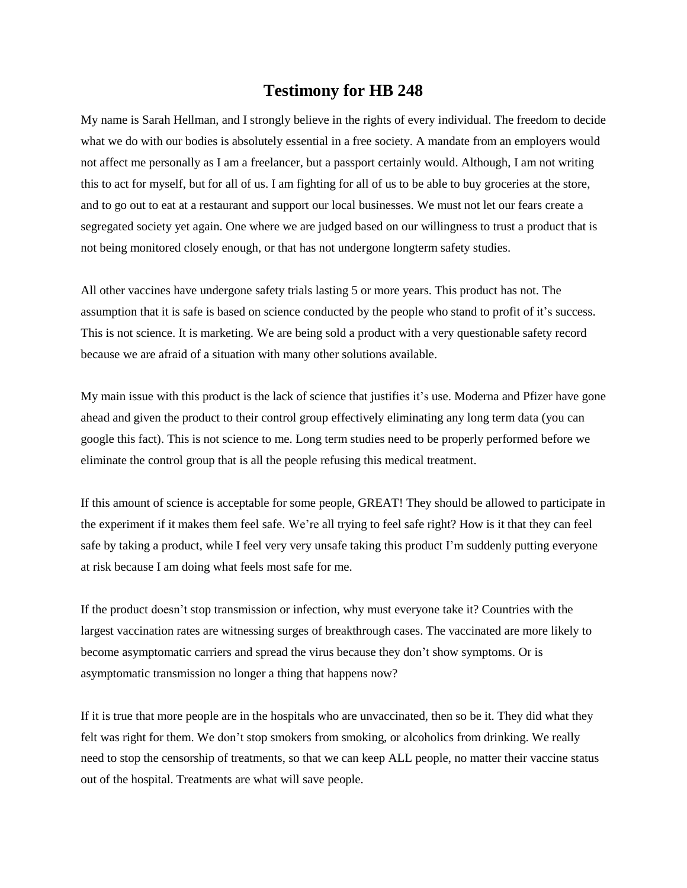# Testimony for HB 248

My name is Sarah Hellman, and I strongly believe in the rights of every individual. The freedom to decide what we do with our bodies is absolutely essential in a free society. A mandate from an employers would not affect me personally as I am a freelancer, but a passport certainly would. Although, I am not writing this to act for myself, but for all of us. I am fighting for all of us to be able to buy groceries at the store, and to go out to eat at a restaurant and support our local businesses. We must not let our fears create a segregated society yet again. One where we are judged based on our willingness to trust a product that is not being monitored closely enough, or that has not undergone longterm safety studies.

All other vaccines have undergone safety trials lasting 5 or more years. This product has not. The assumption that it is safe is based on science conducted by the people who stand to profit of it's success. This is not science. It is marketing. We are being sold a product with a very questionable safety record because we are afraid of a situation with many other solutions available.

My main issue with this product is the lack of science that justifies it's use. Moderna and Pfizer have gone ahead and given the product to their control group effectively eliminating any long term data (you can google this fact). This is not science to me. Long term studies need to be properly performed before we eliminate the control group that is all the people refusing this medical treatment.

If this amount of science is acceptable for some people, GREAT! They should be allowed to participate in the experiment if it makes them feel safe. We're all trying to feel safe right? How is it that they can feel safe by taking a product, while I feel very very unsafe taking this product I'm suddenly putting everyone at risk because I am doing what feels most safe for me.

If the product doesn't stop transmission or infection, why must everyone take it? Countries with the largest vaccination rates are witnessing surges of breakthrough cases. The vaccinated are more likely to become asymptomatic carriers and spread the virus because they don't show symptoms. Or is asymptomatic transmission no longer a thing that happens now?

If it is true that more people are in the hospitals who are unvaccinated, then so be it. They did what they felt was right for them. We don't stop smokers from smoking, or alcoholics from drinking. We really need to stop the censorship of treatments, so that we can keep ALL people, no matter their vaccine status out of the hospital. Treatments are what will save people.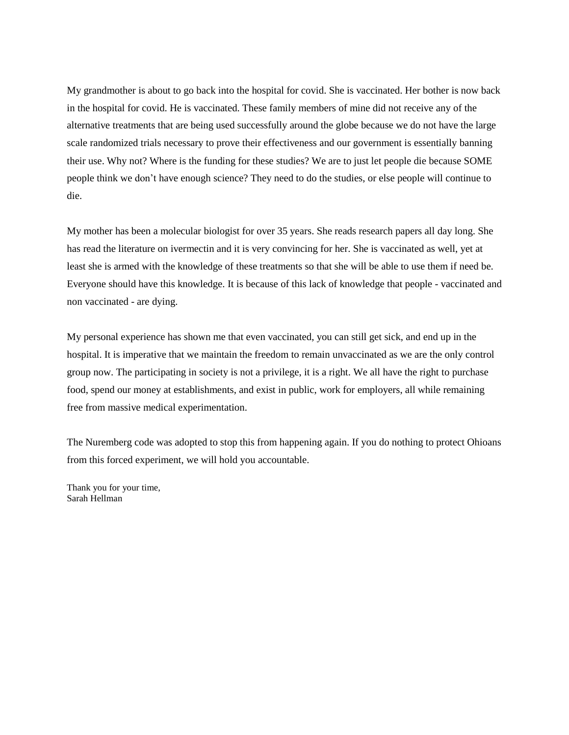My grandmother is about to go back into the hospital for covid. She is vaccinated. Her bother is now back in the hospital for covid. He is vaccinated. These family members of mine did not receive any of the alternative treatments that are being used successfully around the globe because we do not have the large scale randomized trials necessary to prove their effectiveness and our government is essentially banning their use. Why not? Where is the funding for these studies? We are to just let people die because SOME people think we don't have enough science? They need to do the studies, or else people will continue to die.

My mother has been a molecular biologist for over 35 years. She reads research papers all day long. She has read the literature on ivermectin and it is very convincing for her. She is vaccinated as well, yet at least she is armed with the knowledge of these treatments so that she will be able to use them if need be. Everyone should have this knowledge. It is because of this lack of knowledge that people - vaccinated and non vaccinated - are dying.

My personal experience has shown me that even vaccinated, you can still get sick, and end up in the hospital. It is imperative that we maintain the freedom to remain unvaccinated as we are the only control group now. The participating in society is not a privilege, it is a right. We all have the right to purchase food, spend our money at establishments, and exist in public, work for employers, all while remaining free from massive medical experimentation.

The Nuremberg code was adopted to stop this from happening again. If you do nothing to protect Ohioans from this forced experiment, we will hold you accountable.

Thank you for your time,
Sarah Hellman